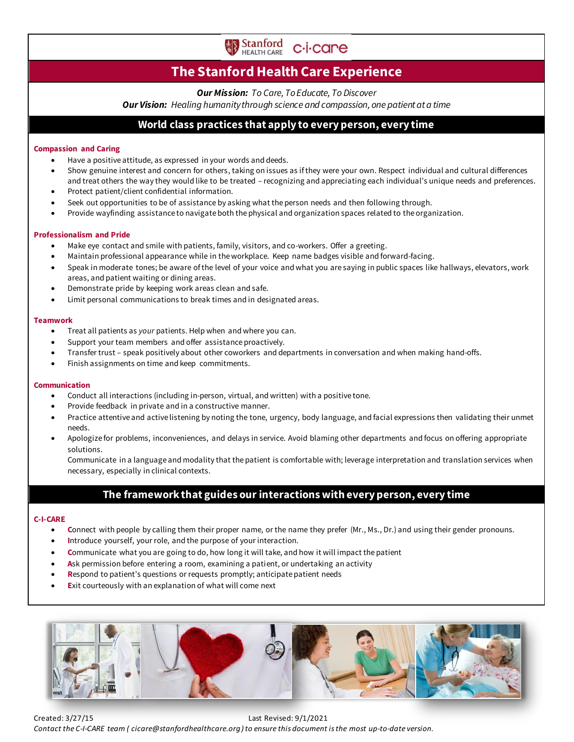Stanford HEALTH CARE c·i·care

# The Stanford Health Care Experience

***Our Mission:*** *To Care, To Educate, To Discover*

***Our Vision:*** *Healing humanity through science and compassion, one patient at a time*

## World class practices that apply to every person, every time

### Compassion and Caring

- Have a positive attitude, as expressed in your words and deeds.
- Show genuine interest and concern for others, taking on issues as if they were your own. Respect individual and cultural differences and treat others the way they would like to be treated – recognizing and appreciating each individual's unique needs and preferences.
- Protect patient/client confidential information.
- Seek out opportunities to be of assistance by asking what the person needs and then following through.
- Provide wayfinding assistance to navigate both the physical and organization spaces related to the organization.

### Professionalism and Pride

- Make eye contact and smile with patients, family, visitors, and co-workers. Offer a greeting.
- Maintain professional appearance while in the workplace. Keep name badges visible and forward-facing.
- Speak in moderate tones; be aware of the level of your voice and what you are saying in public spaces like hallways, elevators, work areas, and patient waiting or dining areas.
- Demonstrate pride by keeping work areas clean and safe.
- Limit personal communications to break times and in designated areas.

### Teamwork

- Treat all patients as *your* patients. Help when and where you can.
- Support your team members and offer assistance proactively.
- Transfer trust – speak positively about other coworkers and departments in conversation and when making hand-offs.
- Finish assignments on time and keep commitments.

### Communication

- Conduct all interactions (including in-person, virtual, and written) with a positive tone.
- Provide feedback in private and in a constructive manner.
- Practice attentive and active listening by noting the tone, urgency, body language, and facial expressions then validating their unmet needs.
- Apologize for problems, inconveniences, and delays in service. Avoid blaming other departments and focus on offering appropriate solutions.
  Communicate in a language and modality that the patient is comfortable with; leverage interpretation and translation services when necessary, especially in clinical contexts.

## The framework that guides our interactions with every person, every time

### C-I-CARE

- **C**onnect with people by calling them their proper name, or the name they prefer (Mr., Ms., Dr.) and using their gender pronouns.
- **I**ntroduce yourself, your role, and the purpose of your interaction.
- **C**ommunicate what you are going to do, how long it will take, and how it will impact the patient
- **A**sk permission before entering a room, examining a patient, or undertaking an activity
- **R**espond to patient's questions or requests promptly; anticipate patient needs
- **E**xit courteously with an explanation of what will come next

Created: 3/27/15 Last Revised: 9/1/2021

*Contact the C-I-CARE team ( cicare@stanfordhealthcare.org ) to ensure this document is the most up-to-date version.*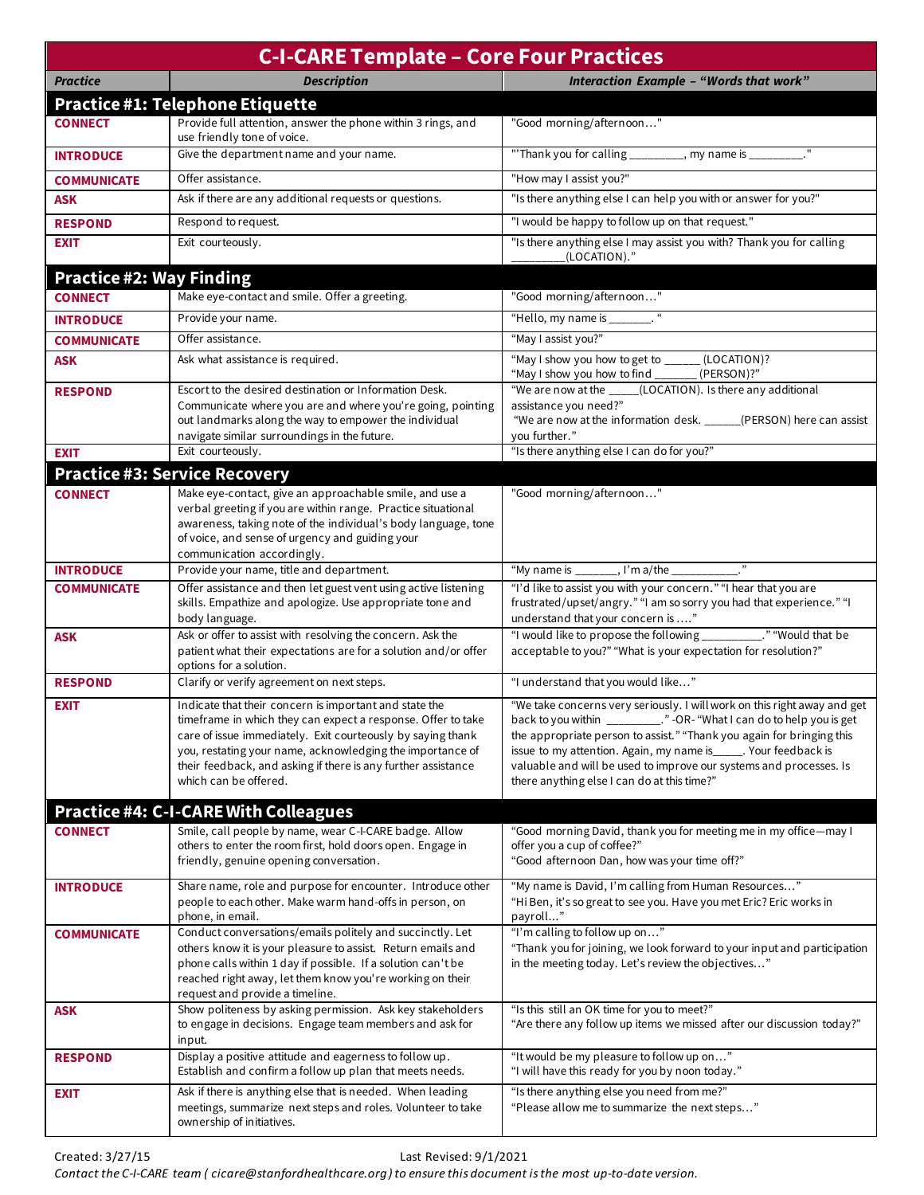# C-I-CARE Template – Core Four Practices

| Practice | Description | Interaction Example – "Words that work" |
|---|---|---|
| **Practice #1: Telephone Etiquette** | | |
| **CONNECT** | Provide full attention, answer the phone within 3 rings, and use friendly tone of voice. | "Good morning/afternoon…" |
| **INTRODUCE** | Give the department name and your name. | "'Thank you for calling _________, my name is _________." |
| **COMMUNICATE** | Offer assistance. | "How may I assist you?" |
| **ASK** | Ask if there are any additional requests or questions. | "Is there anything else I can help you with or answer for you?" |
| **RESPOND** | Respond to request. | "I would be happy to follow up on that request." |
| **EXIT** | Exit courteously. | "Is there anything else I may assist you with? Thank you for calling _________(LOCATION)." |
| **Practice #2: Way Finding** | | |
| **CONNECT** | Make eye-contact and smile. Offer a greeting. | "Good morning/afternoon…" |
| **INTRODUCE** | Provide your name. | "Hello, my name is _______. " |
| **COMMUNICATE** | Offer assistance. | "May I assist you?" |
| **ASK** | Ask what assistance is required. | "May I show you how to get to ______ (LOCATION)?<br>"May I show you how to find _______ (PERSON)?" |
| **RESPOND** | Escort to the desired destination or Information Desk. Communicate where you are and where you're going, pointing out landmarks along the way to empower the individual navigate similar surroundings in the future. | "We are now at the _____(LOCATION). Is there any additional assistance you need?"<br>"We are now at the information desk. ______(PERSON) here can assist you further." |
| **EXIT** | Exit courteously. | "Is there anything else I can do for you?" |
| **Practice #3: Service Recovery** | | |
| **CONNECT** | Make eye-contact, give an approachable smile, and use a verbal greeting if you are within range. Practice situational awareness, taking note of the individual's body language, tone of voice, and sense of urgency and guiding your communication accordingly. | "Good morning/afternoon…" |
| **INTRODUCE** | Provide your name, title and department. | "My name is _______, I'm a/the ___________." |
| **COMMUNICATE** | Offer assistance and then let guest vent using active listening skills. Empathize and apologize. Use appropriate tone and body language. | "I'd like to assist you with your concern." "I hear that you are frustrated/upset/angry." "I am so sorry you had that experience." "I understand that your concern is …." |
| **ASK** | Ask or offer to assist with resolving the concern. Ask the patient what their expectations are for a solution and/or offer options for a solution. | "I would like to propose the following __________." "Would that be acceptable to you?" "What is your expectation for resolution?" |
| **RESPOND** | Clarify or verify agreement on next steps. | "I understand that you would like…" |
| **EXIT** | Indicate that their concern is important and state the timeframe in which they can expect a response. Offer to take care of issue immediately. Exit courteously by saying thank you, restating your name, acknowledging the importance of their feedback, and asking if there is any further assistance which can be offered. | "We take concerns very seriously. I will work on this right away and get back to you within _________." -OR- "What I can do to help you is get the appropriate person to assist." "Thank you again for bringing this issue to my attention. Again, my name is_____. Your feedback is valuable and will be used to improve our systems and processes. Is there anything else I can do at this time?" |
| **Practice #4: C-I-CARE With Colleagues** | | |
| **CONNECT** | Smile, call people by name, wear C-I-CARE badge. Allow others to enter the room first, hold doors open. Engage in friendly, genuine opening conversation. | "Good morning David, thank you for meeting me in my office—may I offer you a cup of coffee?"<br>"Good afternoon Dan, how was your time off?" |
| **INTRODUCE** | Share name, role and purpose for encounter. Introduce other people to each other. Make warm hand-offs in person, on phone, in email. | "My name is David, I'm calling from Human Resources…"<br>"Hi Ben, it's so great to see you. Have you met Eric? Eric works in payroll…" |
| **COMMUNICATE** | Conduct conversations/emails politely and succinctly. Let others know it is your pleasure to assist. Return emails and phone calls within 1 day if possible. If a solution can't be reached right away, let them know you're working on their request and provide a timeline. | "I'm calling to follow up on…"<br>"Thank you for joining, we look forward to your input and participation in the meeting today. Let's review the objectives…" |
| **ASK** | Show politeness by asking permission. Ask key stakeholders to engage in decisions. Engage team members and ask for input. | "Is this still an OK time for you to meet?"<br>"Are there any follow up items we missed after our discussion today?" |
| **RESPOND** | Display a positive attitude and eagerness to follow up. Establish and confirm a follow up plan that meets needs. | "It would be my pleasure to follow up on…"<br>"I will have this ready for you by noon today." |
| **EXIT** | Ask if there is anything else that is needed. When leading meetings, summarize next steps and roles. Volunteer to take ownership of initiatives. | "Is there anything else you need from me?"<br>"Please allow me to summarize the next steps…" |

Created: 3/27/15 Last Revised: 9/1/2021

*Contact the C-I-CARE team ( cicare@stanfordhealthcare.org ) to ensure this document is the most up-to-date version.*